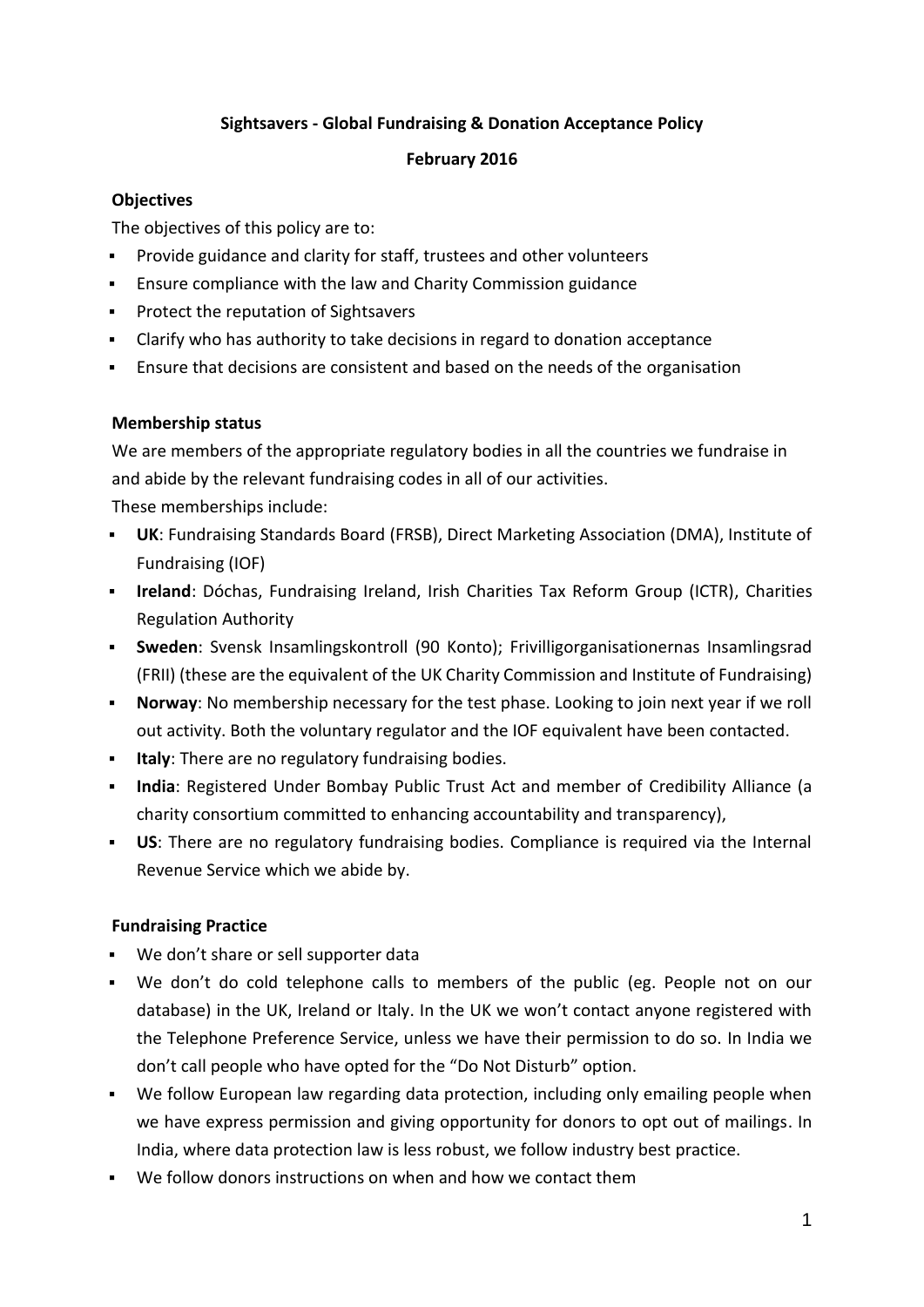**Sightsavers - Global Fundraising & Donation Acceptance Policy**

**February 2016**

**Objectives**

The objectives of this policy are to:

- Provide guidance and clarity for staff, trustees and other volunteers
- Ensure compliance with the law and Charity Commission guidance
- Protect the reputation of Sightsavers
- Clarify who has authority to take decisions in regard to donation acceptance
- Ensure that decisions are consistent and based on the needs of the organisation

**Membership status**

We are members of the appropriate regulatory bodies in all the countries we fundraise in and abide by the relevant fundraising codes in all of our activities.

These memberships include:

- **UK**: Fundraising Standards Board (FRSB), Direct Marketing Association (DMA), Institute of Fundraising (IOF)
- **Ireland**: Dóchas, Fundraising Ireland, Irish Charities Tax Reform Group (ICTR), Charities Regulation Authority
- **Sweden**: Svensk Insamlingskontroll (90 Konto); Frivilligorganisationernas Insamlingsrad (FRII) (these are the equivalent of the UK Charity Commission and Institute of Fundraising)
- **Norway**: No membership necessary for the test phase. Looking to join next year if we roll out activity. Both the voluntary regulator and the IOF equivalent have been contacted.
- **Italy**: There are no regulatory fundraising bodies.
- **India**: Registered Under Bombay Public Trust Act and member of Credibility Alliance (a charity consortium committed to enhancing accountability and transparency),
- **US**: There are no regulatory fundraising bodies. Compliance is required via the Internal Revenue Service which we abide by.

**Fundraising Practice**

- We don't share or sell supporter data
- We don't do cold telephone calls to members of the public (eg. People not on our database) in the UK, Ireland or Italy. In the UK we won't contact anyone registered with the Telephone Preference Service, unless we have their permission to do so. In India we don't call people who have opted for the "Do Not Disturb" option.
- We follow European law regarding data protection, including only emailing people when we have express permission and giving opportunity for donors to opt out of mailings. In India, where data protection law is less robust, we follow industry best practice.
- We follow donors instructions on when and how we contact them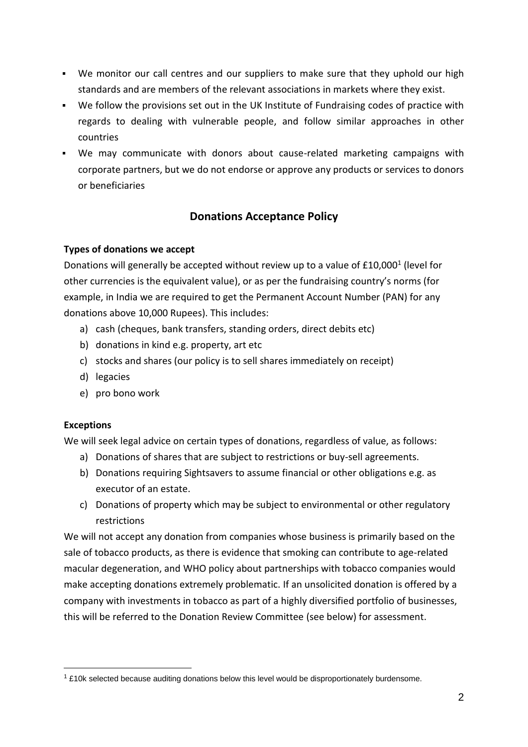- We monitor our call centres and our suppliers to make sure that they uphold our high standards and are members of the relevant associations in markets where they exist.
- We follow the provisions set out in the UK Institute of Fundraising codes of practice with regards to dealing with vulnerable people, and follow similar approaches in other countries
- We may communicate with donors about cause-related marketing campaigns with corporate partners, but we do not endorse or approve any products or services to donors or beneficiaries

## Donations Acceptance Policy

**Types of donations we accept**

Donations will generally be accepted without review up to a value of £10,000[1] (level for other currencies is the equivalent value), or as per the fundraising country's norms (for example, in India we are required to get the Permanent Account Number (PAN) for any donations above 10,000 Rupees). This includes:

a) cash (cheques, bank transfers, standing orders, direct debits etc)
b) donations in kind e.g. property, art etc
c) stocks and shares (our policy is to sell shares immediately on receipt)
d) legacies
e) pro bono work

**Exceptions**

We will seek legal advice on certain types of donations, regardless of value, as follows:

a) Donations of shares that are subject to restrictions or buy-sell agreements.
b) Donations requiring Sightsavers to assume financial or other obligations e.g. as executor of an estate.
c) Donations of property which may be subject to environmental or other regulatory restrictions

We will not accept any donation from companies whose business is primarily based on the sale of tobacco products, as there is evidence that smoking can contribute to age-related macular degeneration, and WHO policy about partnerships with tobacco companies would make accepting donations extremely problematic. If an unsolicited donation is offered by a company with investments in tobacco as part of a highly diversified portfolio of businesses, this will be referred to the Donation Review Committee (see below) for assessment.

---

[1] £10k selected because auditing donations below this level would be disproportionately burdensome.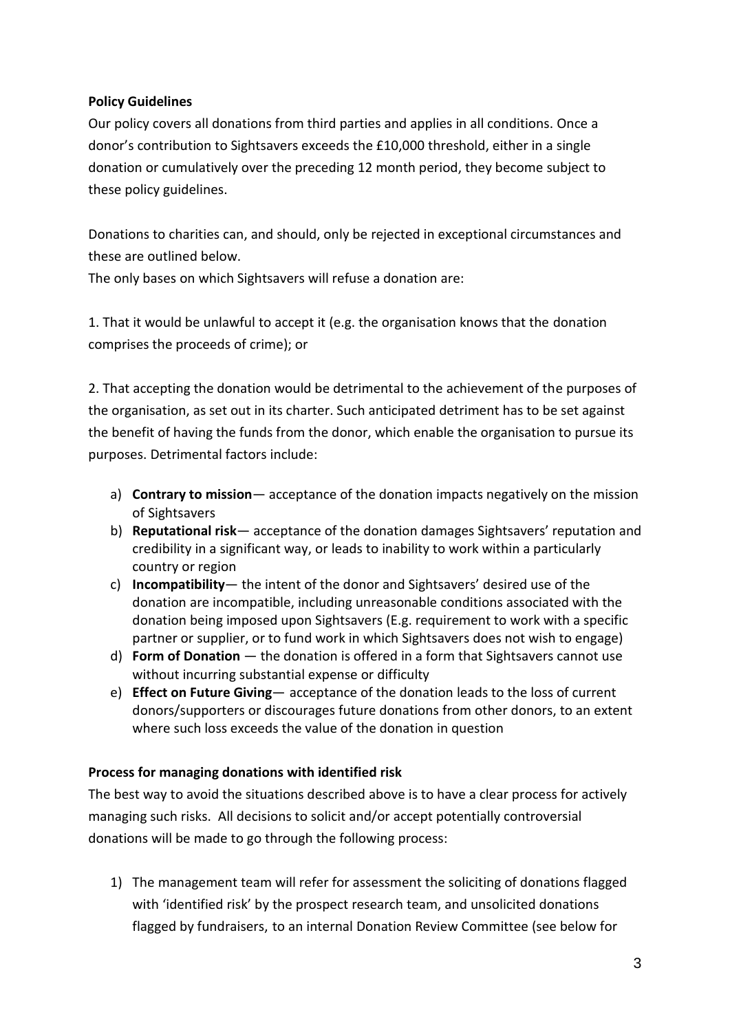**Policy Guidelines**

Our policy covers all donations from third parties and applies in all conditions. Once a donor's contribution to Sightsavers exceeds the £10,000 threshold, either in a single donation or cumulatively over the preceding 12 month period, they become subject to these policy guidelines.

Donations to charities can, and should, only be rejected in exceptional circumstances and these are outlined below.

The only bases on which Sightsavers will refuse a donation are:

1. That it would be unlawful to accept it (e.g. the organisation knows that the donation comprises the proceeds of crime); or

2. That accepting the donation would be detrimental to the achievement of the purposes of the organisation, as set out in its charter. Such anticipated detriment has to be set against the benefit of having the funds from the donor, which enable the organisation to pursue its purposes. Detrimental factors include:

a) **Contrary to mission**— acceptance of the donation impacts negatively on the mission of Sightsavers
b) **Reputational risk**— acceptance of the donation damages Sightsavers' reputation and credibility in a significant way, or leads to inability to work within a particularly country or region
c) **Incompatibility**— the intent of the donor and Sightsavers' desired use of the donation are incompatible, including unreasonable conditions associated with the donation being imposed upon Sightsavers (E.g. requirement to work with a specific partner or supplier, or to fund work in which Sightsavers does not wish to engage)
d) **Form of Donation** — the donation is offered in a form that Sightsavers cannot use without incurring substantial expense or difficulty
e) **Effect on Future Giving**— acceptance of the donation leads to the loss of current donors/supporters or discourages future donations from other donors, to an extent where such loss exceeds the value of the donation in question

**Process for managing donations with identified risk**

The best way to avoid the situations described above is to have a clear process for actively managing such risks. All decisions to solicit and/or accept potentially controversial donations will be made to go through the following process:

1) The management team will refer for assessment the soliciting of donations flagged with 'identified risk' by the prospect research team, and unsolicited donations flagged by fundraisers, to an internal Donation Review Committee (see below for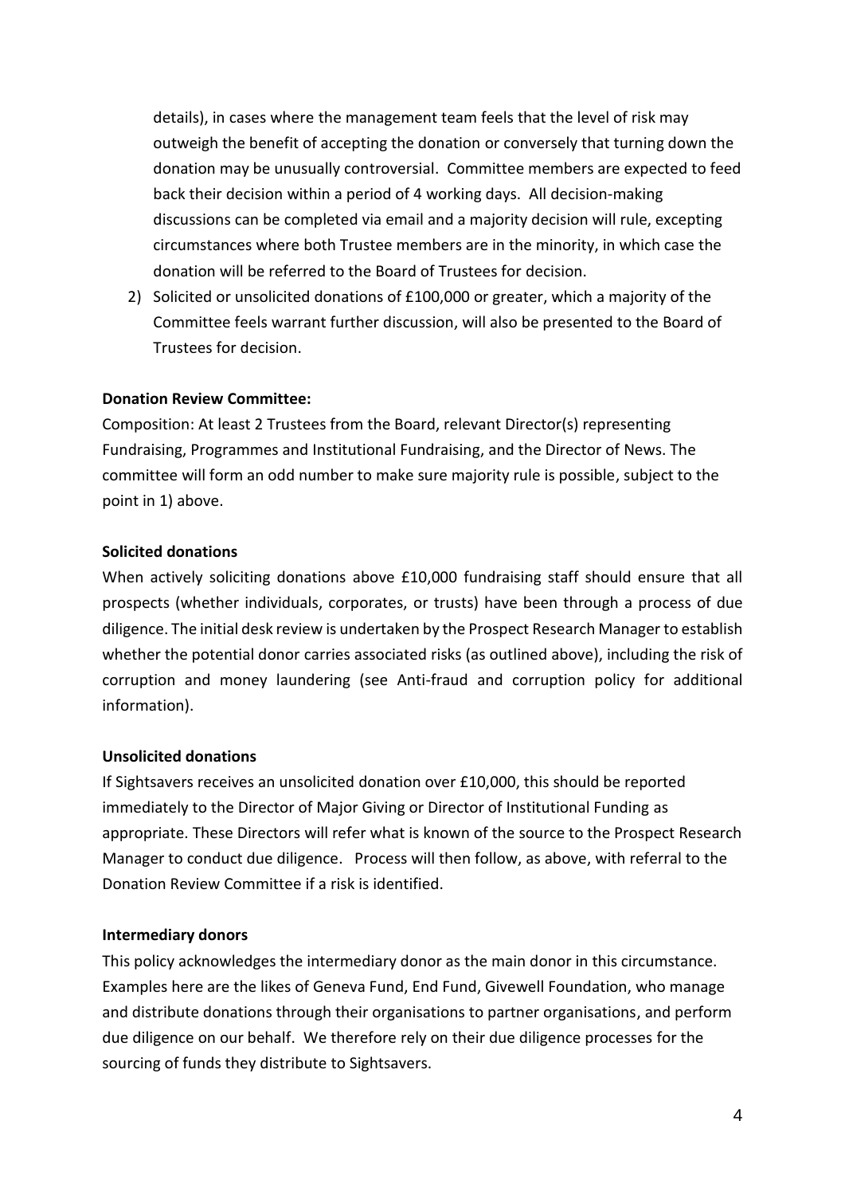details), in cases where the management team feels that the level of risk may outweigh the benefit of accepting the donation or conversely that turning down the donation may be unusually controversial. Committee members are expected to feed back their decision within a period of 4 working days. All decision-making discussions can be completed via email and a majority decision will rule, excepting circumstances where both Trustee members are in the minority, in which case the donation will be referred to the Board of Trustees for decision.

2) Solicited or unsolicited donations of £100,000 or greater, which a majority of the Committee feels warrant further discussion, will also be presented to the Board of Trustees for decision.

**Donation Review Committee:**

Composition: At least 2 Trustees from the Board, relevant Director(s) representing Fundraising, Programmes and Institutional Fundraising, and the Director of News. The committee will form an odd number to make sure majority rule is possible, subject to the point in 1) above.

**Solicited donations**

When actively soliciting donations above £10,000 fundraising staff should ensure that all prospects (whether individuals, corporates, or trusts) have been through a process of due diligence. The initial desk review is undertaken by the Prospect Research Manager to establish whether the potential donor carries associated risks (as outlined above), including the risk of corruption and money laundering (see Anti-fraud and corruption policy for additional information).

**Unsolicited donations**

If Sightsavers receives an unsolicited donation over £10,000, this should be reported immediately to the Director of Major Giving or Director of Institutional Funding as appropriate. These Directors will refer what is known of the source to the Prospect Research Manager to conduct due diligence. Process will then follow, as above, with referral to the Donation Review Committee if a risk is identified.

**Intermediary donors**

This policy acknowledges the intermediary donor as the main donor in this circumstance. Examples here are the likes of Geneva Fund, End Fund, Givewell Foundation, who manage and distribute donations through their organisations to partner organisations, and perform due diligence on our behalf. We therefore rely on their due diligence processes for the sourcing of funds they distribute to Sightsavers.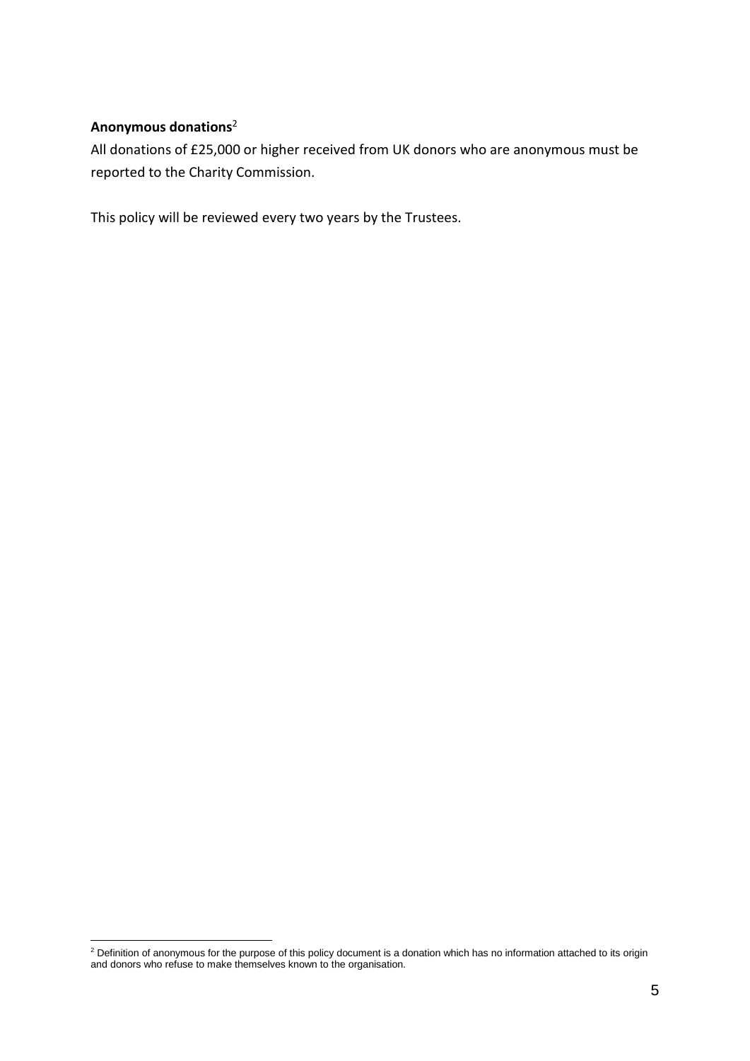**Anonymous donations**[2]

All donations of £25,000 or higher received from UK donors who are anonymous must be reported to the Charity Commission.

This policy will be reviewed every two years by the Trustees.

[2] Definition of anonymous for the purpose of this policy document is a donation which has no information attached to its origin and donors who refuse to make themselves known to the organisation.